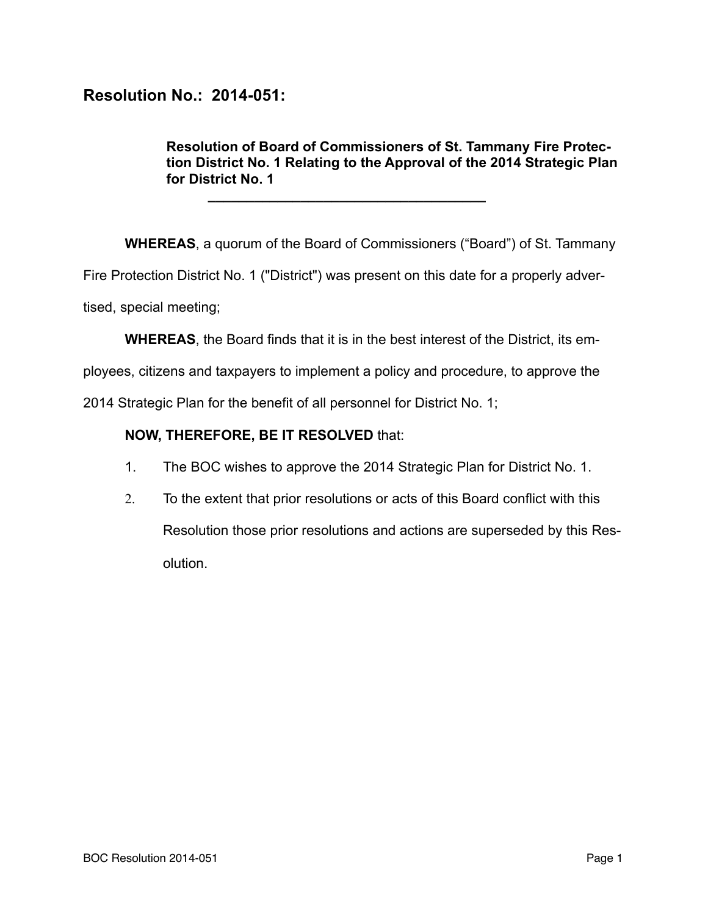## Resolution No.: 2014-051:

**Resolution of Board of Commissioners of St. Tammany Fire Protection District No. 1 Relating to the Approval of the 2014 Strategic Plan for District No. 1**

---

**WHEREAS**, a quorum of the Board of Commissioners ("Board") of St. Tammany Fire Protection District No. 1 ("District") was present on this date for a properly advertised, special meeting;

**WHEREAS**, the Board finds that it is in the best interest of the District, its employees, citizens and taxpayers to implement a policy and procedure, to approve the 2014 Strategic Plan for the benefit of all personnel for District No. 1;

**NOW, THEREFORE, BE IT RESOLVED** that:

1. The BOC wishes to approve the 2014 Strategic Plan for District No. 1.
2. To the extent that prior resolutions or acts of this Board conflict with this Resolution those prior resolutions and actions are superseded by this Resolution.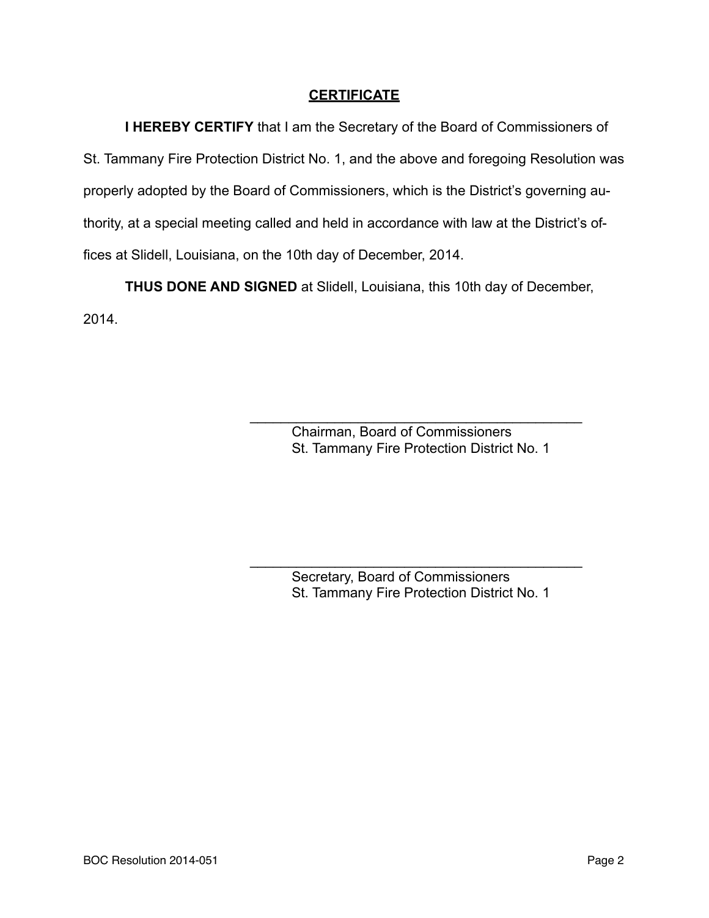**CERTIFICATE**

**I HEREBY CERTIFY** that I am the Secretary of the Board of Commissioners of St. Tammany Fire Protection District No. 1, and the above and foregoing Resolution was properly adopted by the Board of Commissioners, which is the District's governing authority, at a special meeting called and held in accordance with law at the District's offices at Slidell, Louisiana, on the 10th day of December, 2014.

**THUS DONE AND SIGNED** at Slidell, Louisiana, this 10th day of December, 2014.

\_\_\_\_\_\_\_\_\_\_\_\_\_\_\_\_\_\_\_\_\_\_\_\_\_\_\_\_\_\_\_\_\_\_\_\_\_\_\_\_\_\_\_\_

Chairman, Board of Commissioners
St. Tammany Fire Protection District No. 1

\_\_\_\_\_\_\_\_\_\_\_\_\_\_\_\_\_\_\_\_\_\_\_\_\_\_\_\_\_\_\_\_\_\_\_\_\_\_\_\_\_\_\_\_

Secretary, Board of Commissioners
St. Tammany Fire Protection District No. 1